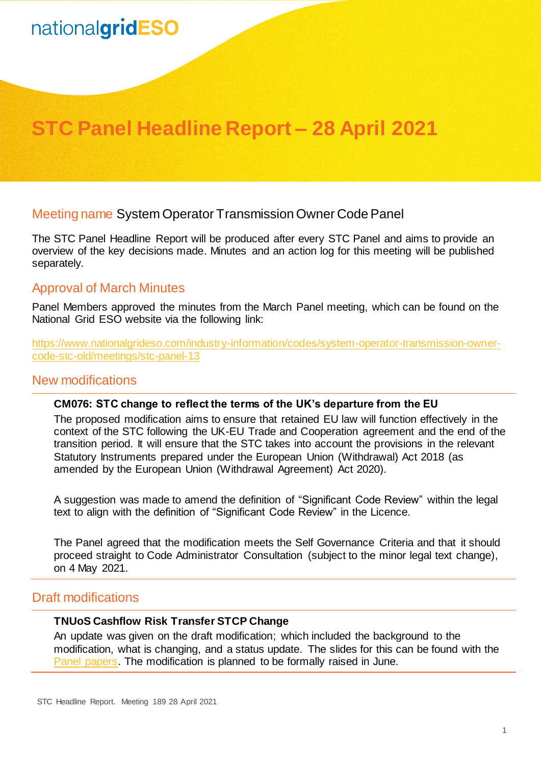nationalgridESO

# STC Panel Headline Report – 28 April 2021

## Meeting name System Operator Transmission Owner Code Panel

The STC Panel Headline Report will be produced after every STC Panel and aims to provide an overview of the key decisions made. Minutes and an action log for this meeting will be published separately.

## Approval of March Minutes

Panel Members approved the minutes from the March Panel meeting, which can be found on the National Grid ESO website via the following link:

https://www.nationalgrideso.com/industry-information/codes/system-operator-transmission-owner-code-stc-old/meetings/stc-panel-13

## New modifications

**CM076: STC change to reflect the terms of the UK's departure from the EU**

The proposed modification aims to ensure that retained EU law will function effectively in the context of the STC following the UK-EU Trade and Cooperation agreement and the end of the transition period. It will ensure that the STC takes into account the provisions in the relevant Statutory Instruments prepared under the European Union (Withdrawal) Act 2018 (as amended by the European Union (Withdrawal Agreement) Act 2020).

A suggestion was made to amend the definition of "Significant Code Review" within the legal text to align with the definition of "Significant Code Review" in the Licence.

The Panel agreed that the modification meets the Self Governance Criteria and that it should proceed straight to Code Administrator Consultation (subject to the minor legal text change), on 4 May 2021.

## Draft modifications

**TNUoS Cashflow Risk Transfer STCP Change**

An update was given on the draft modification; which included the background to the modification, what is changing, and a status update. The slides for this can be found with the Panel papers. The modification is planned to be formally raised in June.

STC Headline Report. Meeting 189 28 April 2021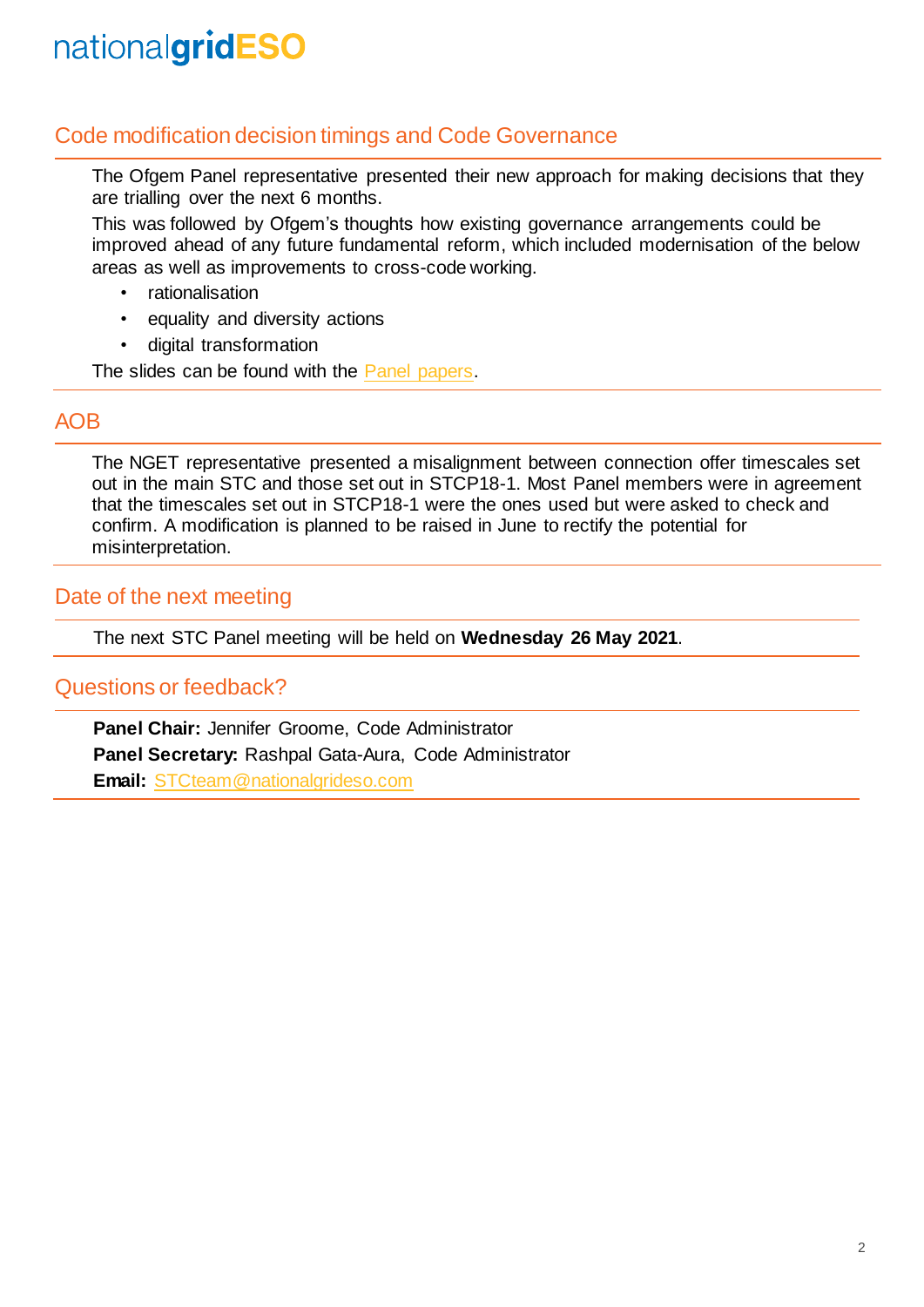## Code modification decision timings and Code Governance

The Ofgem Panel representative presented their new approach for making decisions that they are trialling over the next 6 months.

This was followed by Ofgem's thoughts how existing governance arrangements could be improved ahead of any future fundamental reform, which included modernisation of the below areas as well as improvements to cross-code working.

- rationalisation
- equality and diversity actions
- digital transformation

The slides can be found with the Panel papers.

## AOB

The NGET representative presented a misalignment between connection offer timescales set out in the main STC and those set out in STCP18-1. Most Panel members were in agreement that the timescales set out in STCP18-1 were the ones used but were asked to check and confirm. A modification is planned to be raised in June to rectify the potential for misinterpretation.

## Date of the next meeting

The next STC Panel meeting will be held on **Wednesday 26 May 2021**.

## Questions or feedback?

**Panel Chair:** Jennifer Groome, Code Administrator
**Panel Secretary:** Rashpal Gata-Aura, Code Administrator
**Email:** STCteam@nationalgrideso.com